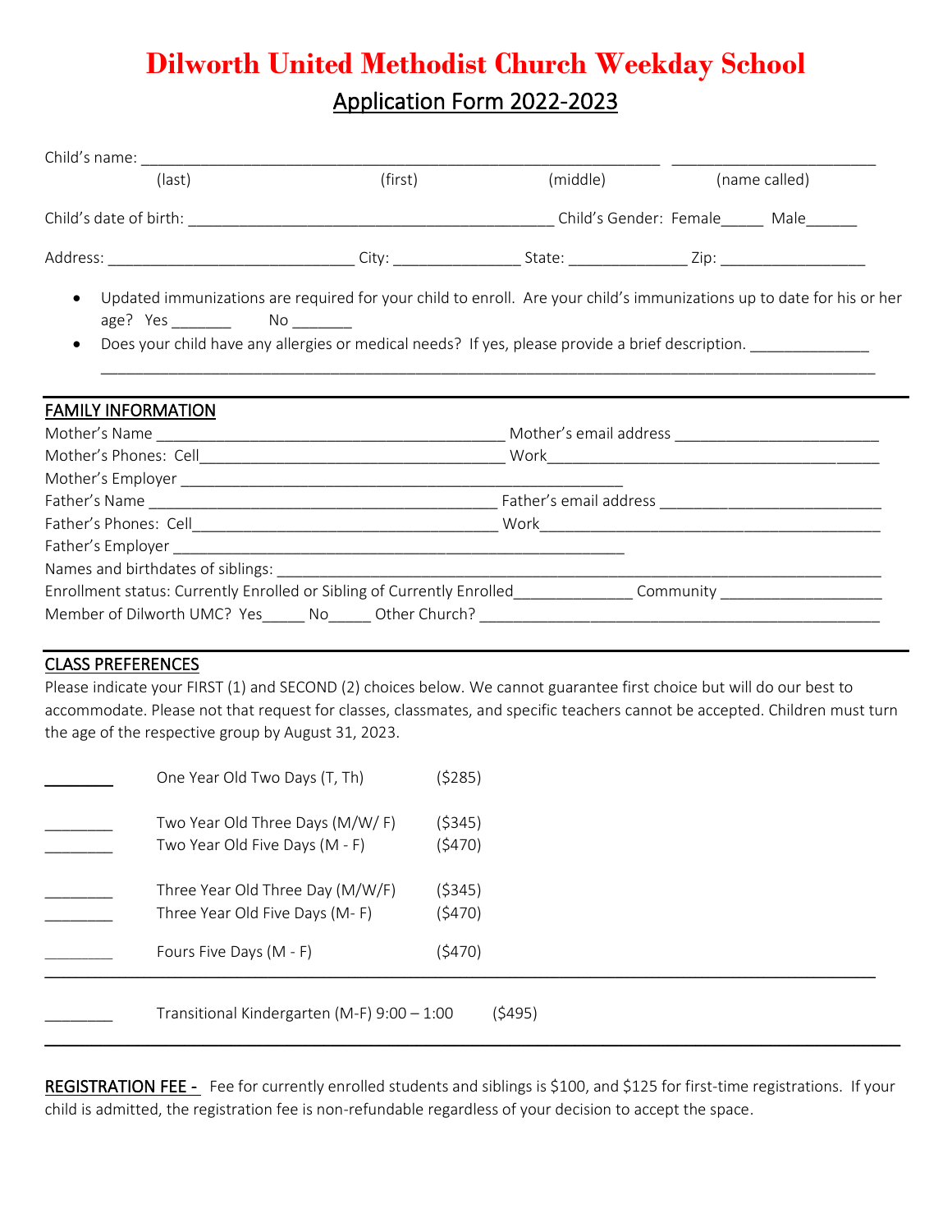# Dilworth United Methodist Church Weekday School

## Application Form 2022-2023

Child's name: ___________________________________________________________ ______________________

(last) (first) (middle) (name called)

Child's date of birth: __________________________________________ Child's Gender: Female_____ Male______

Address: ____________________________ City: _______________ State: ______________ Zip: _________________

- Updated immunizations are required for your child to enroll. Are your child's immunizations up to date for his or her age? Yes _______ No _______
- Does your child have any allergies or medical needs? If yes, please provide a brief description. ______________ ________________________________________________________________________________________

## FAMILY INFORMATION

Mother's Name _________________________________________ Mother's email address ________________________

Mother's Phones: Cell____________________________________ Work______________________________________

Mother's Employer ____________________________________________________

Father's Name _________________________________________ Father's email address __________________________

Father's Phones: Cell____________________________________ Work_______________________________________

Father's Employer _____________________________________________________

Names and birthdates of siblings: _____________________________________________________________________

Enrollment status: Currently Enrolled or Sibling of Currently Enrolled______________ Community ___________________

Member of Dilworth UMC? Yes_____ No_____ Other Church? ______________________________________________

## CLASS PREFERENCES

Please indicate your FIRST (1) and SECOND (2) choices below. We cannot guarantee first choice but will do our best to accommodate. Please not that request for classes, classmates, and specific teachers cannot be accepted. Children must turn the age of the respective group by August 31, 2023.

________ One Year Old Two Days (T, Th) ($285)

________ Two Year Old Three Days (M/W/ F) ($345)

________ Two Year Old Five Days (M - F) ($470)

________ Three Year Old Three Day (M/W/F) ($345)

________ Three Year Old Five Days (M- F) ($470)

________ Fours Five Days (M - F) ($470)

________ Transitional Kindergarten (M-F) 9:00 – 1:00 ($495)

REGISTRATION FEE - Fee for currently enrolled students and siblings is $100, and $125 for first-time registrations. If your child is admitted, the registration fee is non-refundable regardless of your decision to accept the space.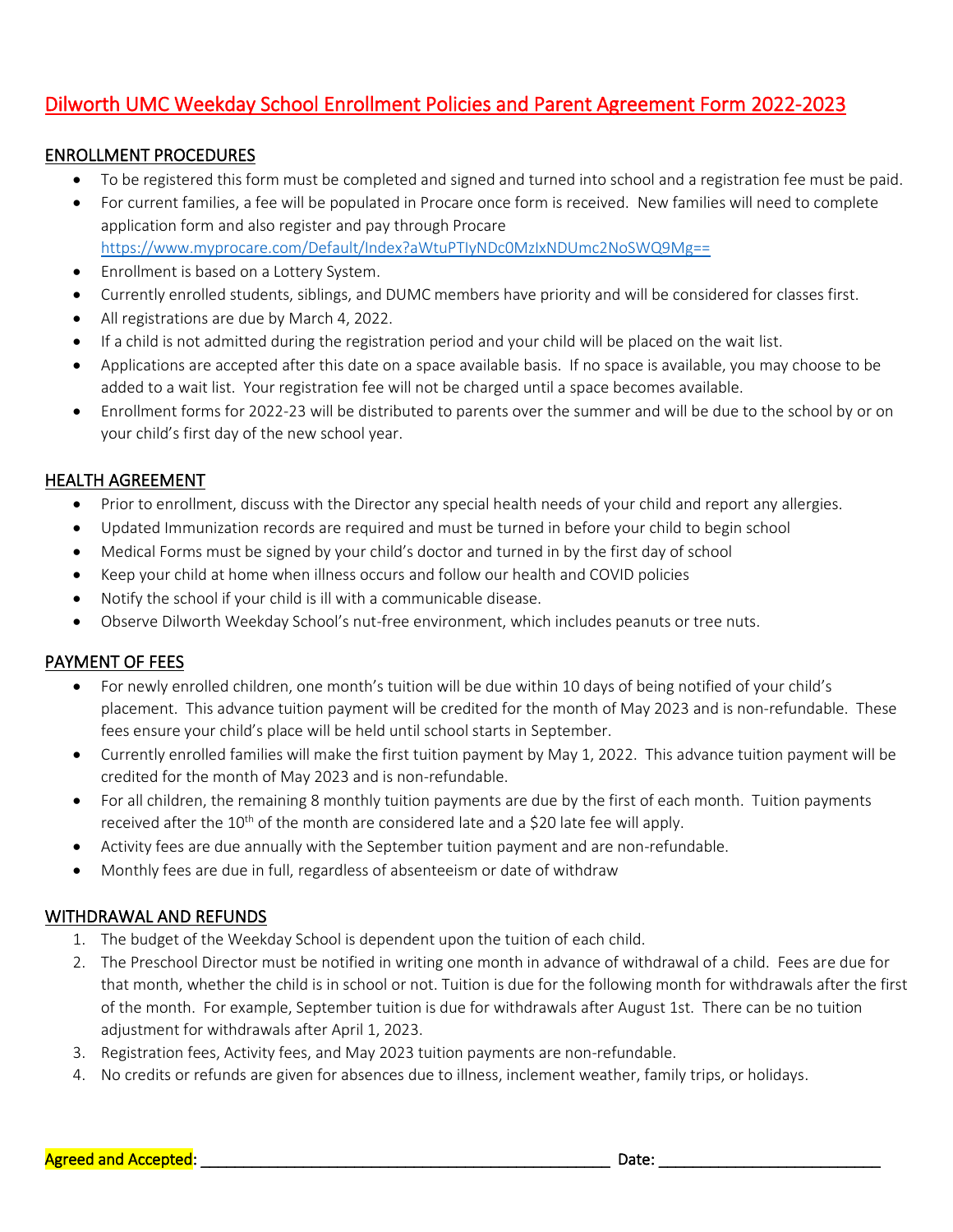# Dilworth UMC Weekday School Enrollment Policies and Parent Agreement Form 2022-2023

## ENROLLMENT PROCEDURES

- To be registered this form must be completed and signed and turned into school and a registration fee must be paid.
- For current families, a fee will be populated in Procare once form is received. New families will need to complete application form and also register and pay through Procare https://www.myprocare.com/Default/Index?aWtuPTIyNDc0MzIxNDUmc2NoSWQ9Mg==
- Enrollment is based on a Lottery System.
- Currently enrolled students, siblings, and DUMC members have priority and will be considered for classes first.
- All registrations are due by March 4, 2022.
- If a child is not admitted during the registration period and your child will be placed on the wait list.
- Applications are accepted after this date on a space available basis. If no space is available, you may choose to be added to a wait list. Your registration fee will not be charged until a space becomes available.
- Enrollment forms for 2022-23 will be distributed to parents over the summer and will be due to the school by or on your child's first day of the new school year.

## HEALTH AGREEMENT

- Prior to enrollment, discuss with the Director any special health needs of your child and report any allergies.
- Updated Immunization records are required and must be turned in before your child to begin school
- Medical Forms must be signed by your child's doctor and turned in by the first day of school
- Keep your child at home when illness occurs and follow our health and COVID policies
- Notify the school if your child is ill with a communicable disease.
- Observe Dilworth Weekday School's nut-free environment, which includes peanuts or tree nuts.

## PAYMENT OF FEES

- For newly enrolled children, one month's tuition will be due within 10 days of being notified of your child's placement. This advance tuition payment will be credited for the month of May 2023 and is non-refundable. These fees ensure your child's place will be held until school starts in September.
- Currently enrolled families will make the first tuition payment by May 1, 2022. This advance tuition payment will be credited for the month of May 2023 and is non-refundable.
- For all children, the remaining 8 monthly tuition payments are due by the first of each month. Tuition payments received after the 10th of the month are considered late and a $20 late fee will apply.
- Activity fees are due annually with the September tuition payment and are non-refundable.
- Monthly fees are due in full, regardless of absenteeism or date of withdraw

## WITHDRAWAL AND REFUNDS

1. The budget of the Weekday School is dependent upon the tuition of each child.
2. The Preschool Director must be notified in writing one month in advance of withdrawal of a child. Fees are due for that month, whether the child is in school or not. Tuition is due for the following month for withdrawals after the first of the month. For example, September tuition is due for withdrawals after August 1st. There can be no tuition adjustment for withdrawals after April 1, 2023.
3. Registration fees, Activity fees, and May 2023 tuition payments are non-refundable.
4. No credits or refunds are given for absences due to illness, inclement weather, family trips, or holidays.

Agreed and Accepted: ________________________________________________ Date: __________________________